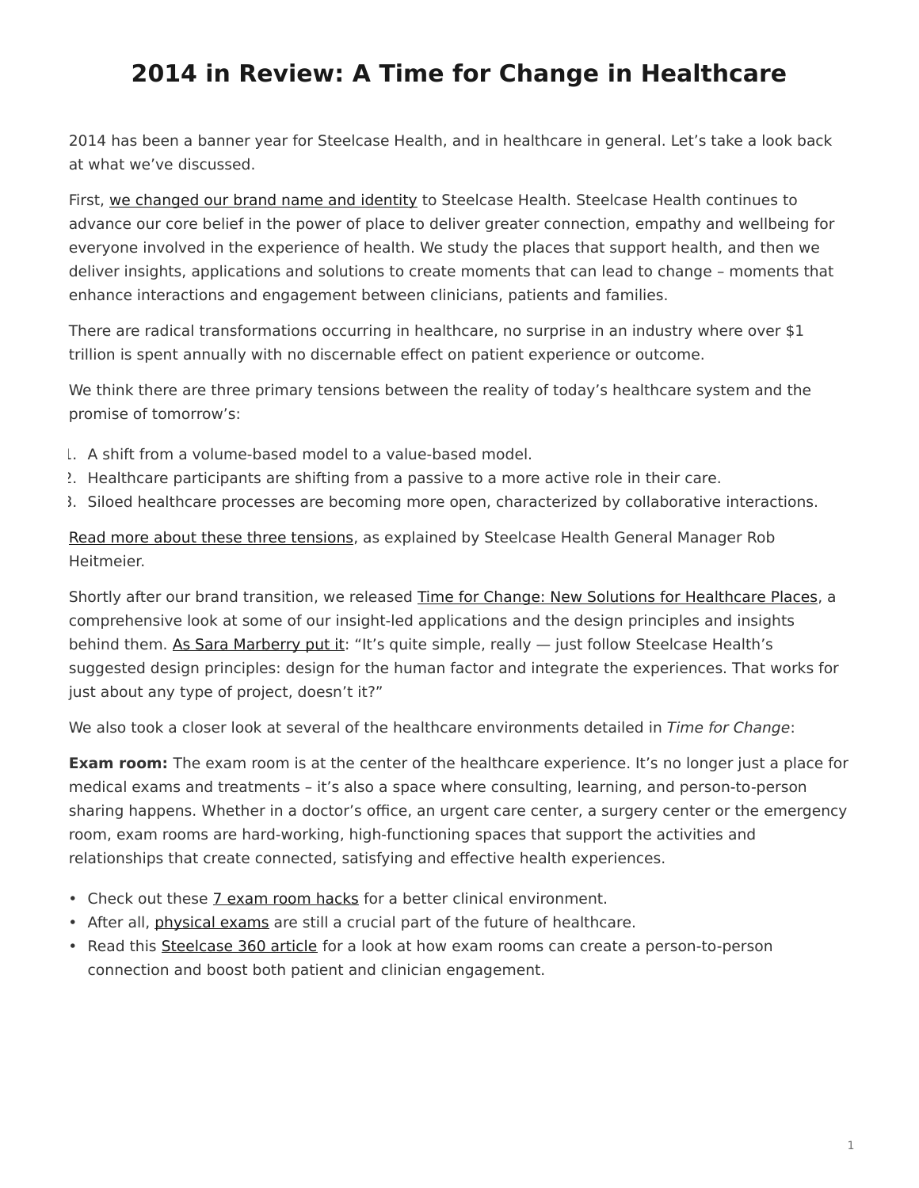# 2014 in Review: A Time for Change in Healthcare

2014 has been a banner year for Steelcase Health, and in healthcare in general. Let's take a look back at what we've discussed.

First, we changed our brand name and identity to Steelcase Health. Steelcase Health continues to advance our core belief in the power of place to deliver greater connection, empathy and wellbeing for everyone involved in the experience of health. We study the places that support health, and then we deliver insights, applications and solutions to create moments that can lead to change – moments that enhance interactions and engagement between clinicians, patients and families.

There are radical transformations occurring in healthcare, no surprise in an industry where over $1 trillion is spent annually with no discernable effect on patient experience or outcome.

We think there are three primary tensions between the reality of today's healthcare system and the promise of tomorrow's:

1. A shift from a volume-based model to a value-based model.
2. Healthcare participants are shifting from a passive to a more active role in their care.
3. Siloed healthcare processes are becoming more open, characterized by collaborative interactions.

Read more about these three tensions, as explained by Steelcase Health General Manager Rob Heitmeier.

Shortly after our brand transition, we released Time for Change: New Solutions for Healthcare Places, a comprehensive look at some of our insight-led applications and the design principles and insights behind them. As Sara Marberry put it: "It's quite simple, really — just follow Steelcase Health's suggested design principles: design for the human factor and integrate the experiences. That works for just about any type of project, doesn't it?"

We also took a closer look at several of the healthcare environments detailed in *Time for Change*:

**Exam room:** The exam room is at the center of the healthcare experience. It's no longer just a place for medical exams and treatments – it's also a space where consulting, learning, and person-to-person sharing happens. Whether in a doctor's office, an urgent care center, a surgery center or the emergency room, exam rooms are hard-working, high-functioning spaces that support the activities and relationships that create connected, satisfying and effective health experiences.

- Check out these 7 exam room hacks for a better clinical environment.
- After all, physical exams are still a crucial part of the future of healthcare.
- Read this Steelcase 360 article for a look at how exam rooms can create a person-to-person connection and boost both patient and clinician engagement.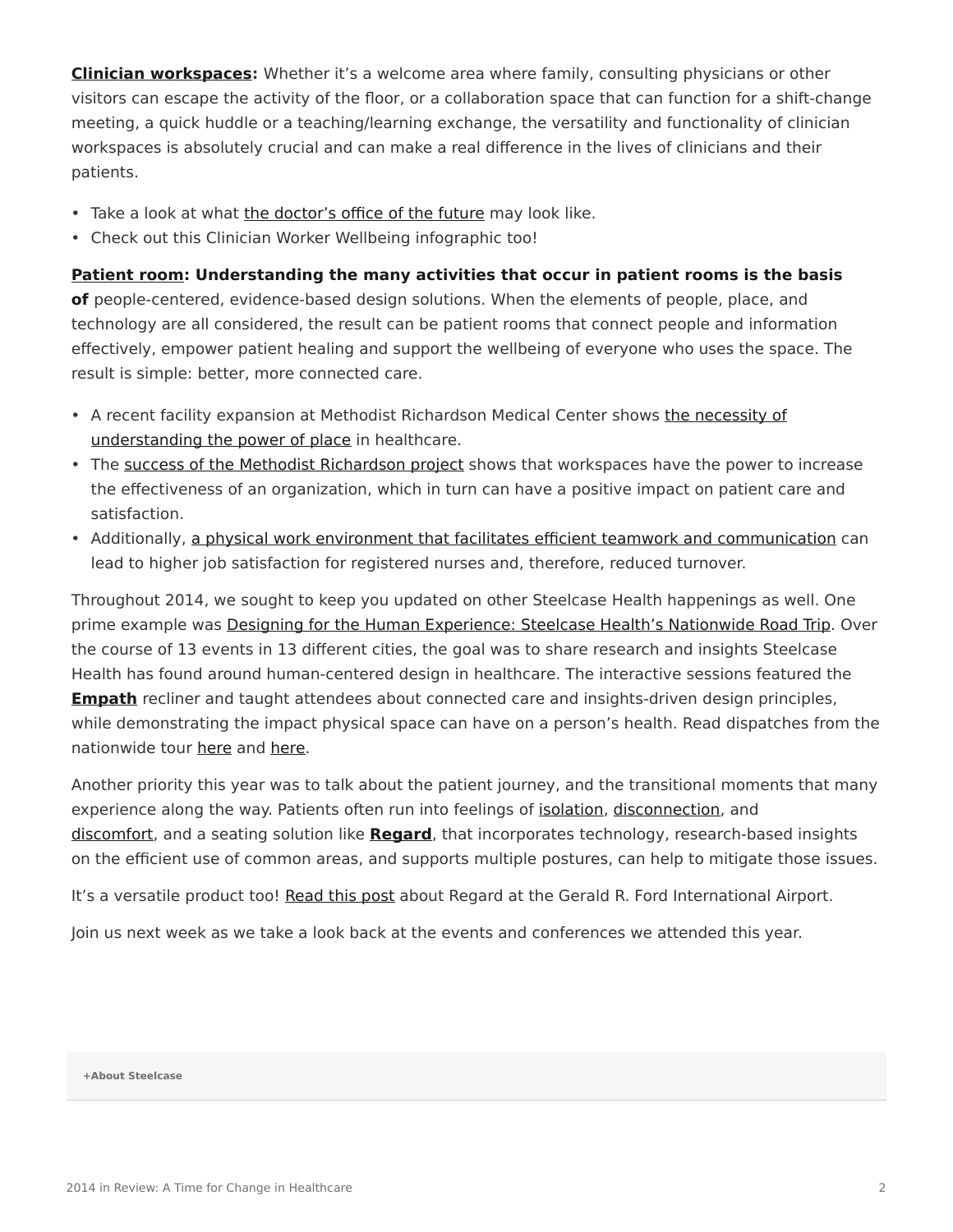**Clinician workspaces:** Whether it's a welcome area where family, consulting physicians or other visitors can escape the activity of the floor, or a collaboration space that can function for a shift-change meeting, a quick huddle or a teaching/learning exchange, the versatility and functionality of clinician workspaces is absolutely crucial and can make a real difference in the lives of clinicians and their patients.

- Take a look at what the doctor's office of the future may look like.
- Check out this Clinician Worker Wellbeing infographic too!

**Patient room: Understanding the many activities that occur in patient rooms is the basis of** people-centered, evidence-based design solutions. When the elements of people, place, and technology are all considered, the result can be patient rooms that connect people and information effectively, empower patient healing and support the wellbeing of everyone who uses the space. The result is simple: better, more connected care.

- A recent facility expansion at Methodist Richardson Medical Center shows the necessity of understanding the power of place in healthcare.
- The success of the Methodist Richardson project shows that workspaces have the power to increase the effectiveness of an organization, which in turn can have a positive impact on patient care and satisfaction.
- Additionally, a physical work environment that facilitates efficient teamwork and communication can lead to higher job satisfaction for registered nurses and, therefore, reduced turnover.

Throughout 2014, we sought to keep you updated on other Steelcase Health happenings as well. One prime example was Designing for the Human Experience: Steelcase Health's Nationwide Road Trip. Over the course of 13 events in 13 different cities, the goal was to share research and insights Steelcase Health has found around human-centered design in healthcare. The interactive sessions featured the **Empath** recliner and taught attendees about connected care and insights-driven design principles, while demonstrating the impact physical space can have on a person's health. Read dispatches from the nationwide tour here and here.

Another priority this year was to talk about the patient journey, and the transitional moments that many experience along the way. Patients often run into feelings of isolation, disconnection, and discomfort, and a seating solution like **Regard**, that incorporates technology, research-based insights on the efficient use of common areas, and supports multiple postures, can help to mitigate those issues.

It's a versatile product too! Read this post about Regard at the Gerald R. Ford International Airport.

Join us next week as we take a look back at the events and conferences we attended this year.

**+About Steelcase**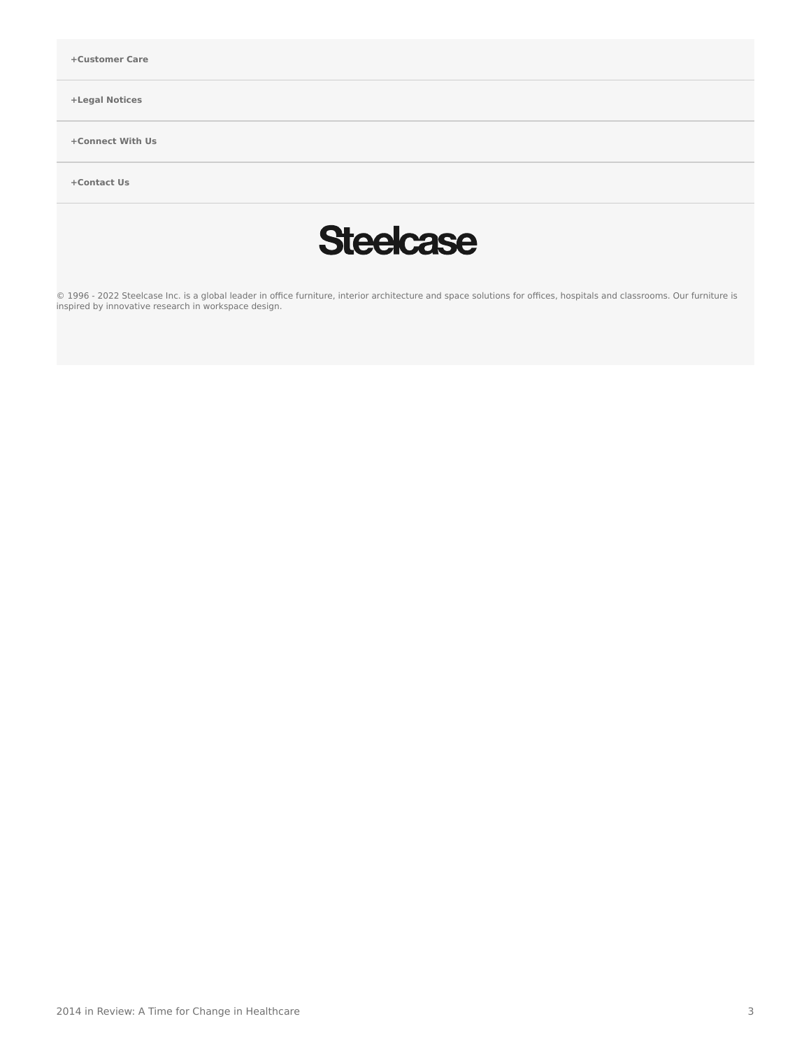**+Customer Care**

**+Legal Notices**

**+Connect With Us**

**+Contact Us**

Steelcase

© 1996 - 2022 Steelcase Inc. is a global leader in office furniture, interior architecture and space solutions for offices, hospitals and classrooms. Our furniture is inspired by innovative research in workspace design.